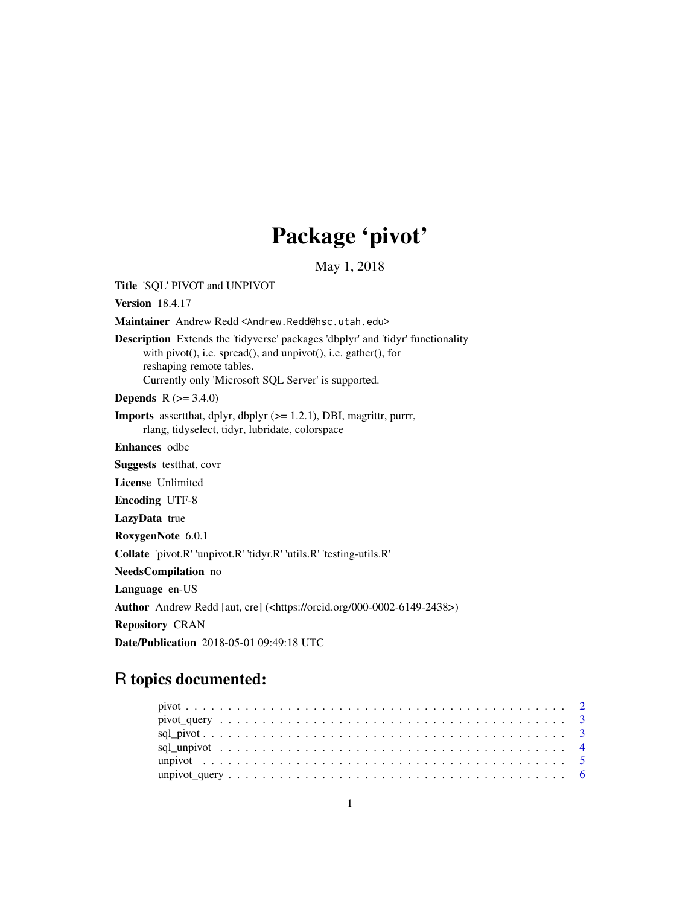# Package 'pivot'

May 1, 2018

**Title** 'SQL' PIVOT and UNPIVOT

**Version** 18.4.17

**Maintainer** Andrew Redd <Andrew.Redd@hsc.utah.edu>

**Description** Extends the 'tidyverse' packages 'dbplyr' and 'tidyr' functionality with pivot(), i.e. spread(), and unpivot(), i.e. gather(), for reshaping remote tables.
Currently only 'Microsoft SQL Server' is supported.

**Depends** R (>= 3.4.0)

**Imports** assertthat, dplyr, dbplyr (>= 1.2.1), DBI, magrittr, purrr, rlang, tidyselect, tidyr, lubridate, colorspace

**Enhances** odbc

**Suggests** testthat, covr

**License** Unlimited

**Encoding** UTF-8

**LazyData** true

**RoxygenNote** 6.0.1

**Collate** 'pivot.R' 'unpivot.R' 'tidyr.R' 'utils.R' 'testing-utils.R'

**NeedsCompilation** no

**Language** en-US

**Author** Andrew Redd [aut, cre] (<https://orcid.org/000-0002-6149-2438>)

**Repository** CRAN

**Date/Publication** 2018-05-01 09:49:18 UTC

## R topics documented:

pivot . . . . . . . . . . . . . . . . . . . . . . . . . . . . . . . . . . . . . . . . . . . 2
pivot_query . . . . . . . . . . . . . . . . . . . . . . . . . . . . . . . . . . . . . . . 3
sql_pivot . . . . . . . . . . . . . . . . . . . . . . . . . . . . . . . . . . . . . . . . 3
sql_unpivot . . . . . . . . . . . . . . . . . . . . . . . . . . . . . . . . . . . . . . . 4
unpivot . . . . . . . . . . . . . . . . . . . . . . . . . . . . . . . . . . . . . . . . . 5
unpivot_query . . . . . . . . . . . . . . . . . . . . . . . . . . . . . . . . . . . . . 6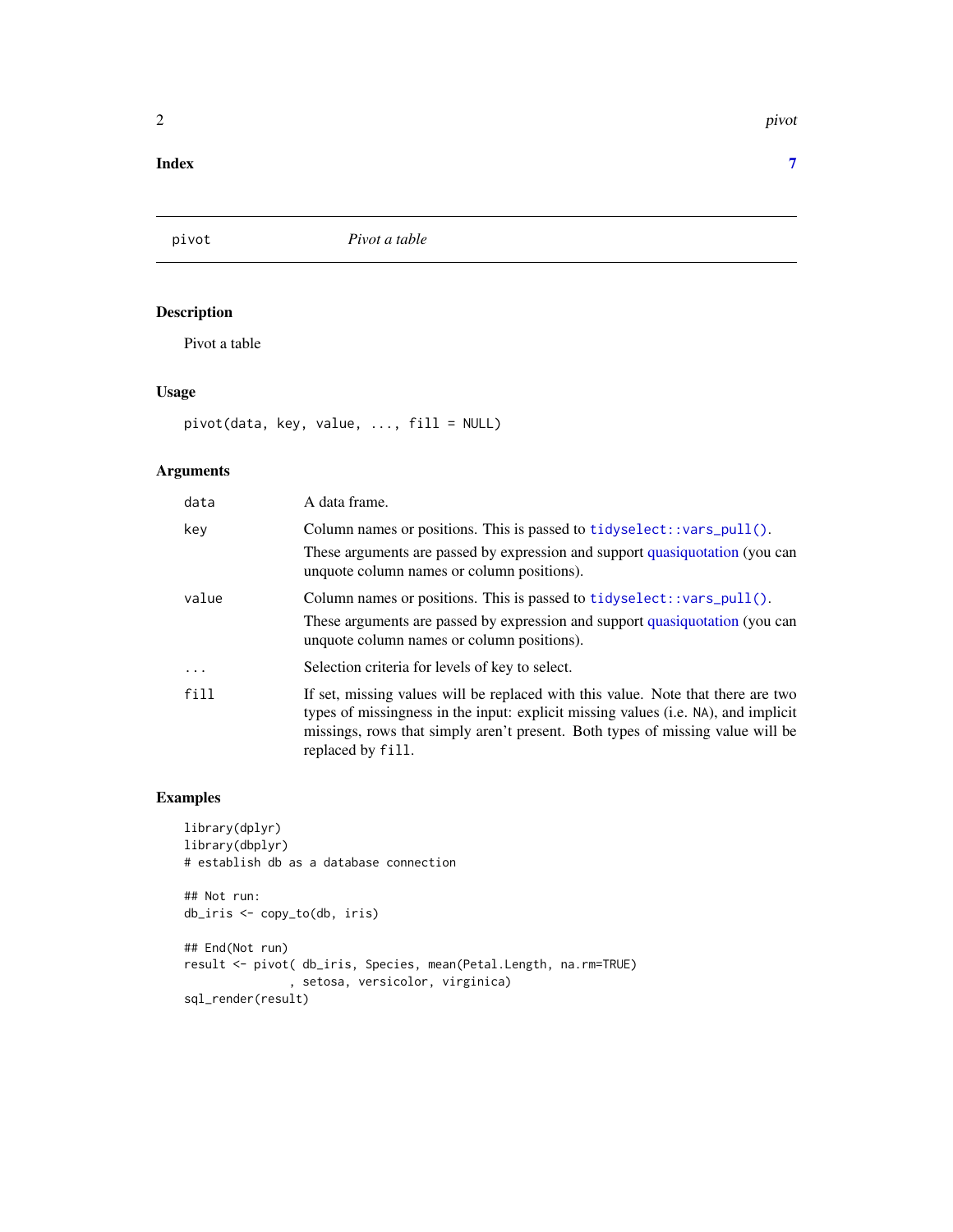**Index** **7**

---

`pivot` *Pivot a table*

---

## Description

Pivot a table

## Usage

```
pivot(data, key, value, ..., fill = NULL)
```

## Arguments

| | |
|---|---|
| `data` | A data frame. |
| `key` | Column names or positions. This is passed to `tidyselect::vars_pull()`. These arguments are passed by expression and support quasiquotation (you can unquote column names or column positions). |
| `value` | Column names or positions. This is passed to `tidyselect::vars_pull()`. These arguments are passed by expression and support quasiquotation (you can unquote column names or column positions). |
| `...` | Selection criteria for levels of key to select. |
| `fill` | If set, missing values will be replaced with this value. Note that there are two types of missingness in the input: explicit missing values (i.e. `NA`), and implicit missings, rows that simply aren't present. Both types of missing value will be replaced by `fill`. |

## Examples

```
library(dplyr)
library(dbplyr)
# establish db as a database connection

## Not run:
db_iris <- copy_to(db, iris)

## End(Not run)
result <- pivot( db_iris, Species, mean(Petal.Length, na.rm=TRUE)
               , setosa, versicolor, virginica)
sql_render(result)
```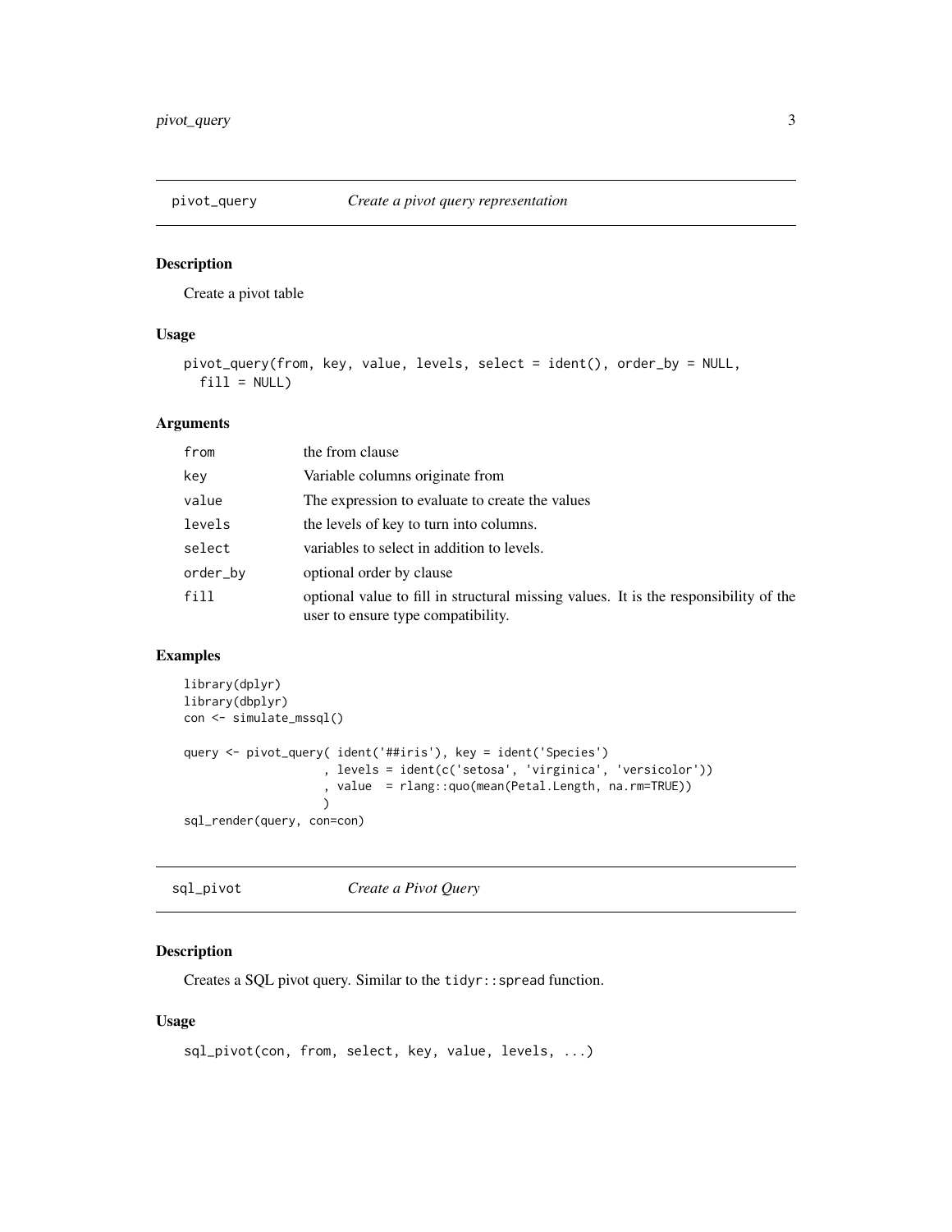## pivot_query — *Create a pivot query representation*

### Description

Create a pivot table

### Usage

```
pivot_query(from, key, value, levels, select = ident(), order_by = NULL,
  fill = NULL)
```

### Arguments

| | |
|---|---|
| from | the from clause |
| key | Variable columns originate from |
| value | The expression to evaluate to create the values |
| levels | the levels of key to turn into columns. |
| select | variables to select in addition to levels. |
| order_by | optional order by clause |
| fill | optional value to fill in structural missing values. It is the responsibility of the user to ensure type compatibility. |

### Examples

```
library(dplyr)
library(dbplyr)
con <- simulate_mssql()

query <- pivot_query( ident('##iris'), key = ident('Species')
                    , levels = ident(c('setosa', 'virginica', 'versicolor'))
                    , value  = rlang::quo(mean(Petal.Length, na.rm=TRUE))
                    )
sql_render(query, con=con)
```

## sql_pivot — *Create a Pivot Query*

### Description

Creates a SQL pivot query. Similar to the tidyr::spread function.

### Usage

```
sql_pivot(con, from, select, key, value, levels, ...)
```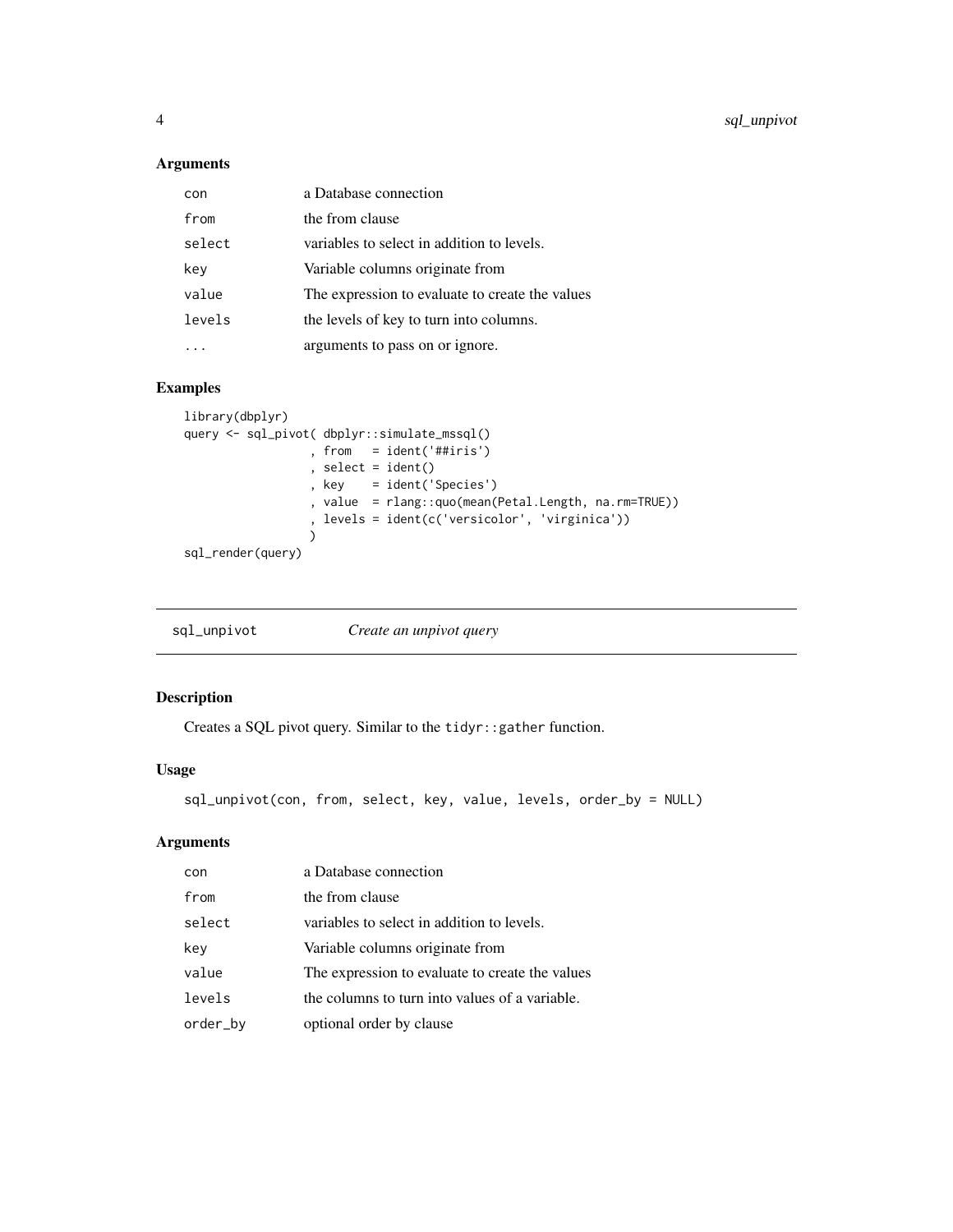## Arguments

| | |
|---|---|
| con | a Database connection |
| from | the from clause |
| select | variables to select in addition to levels. |
| key | Variable columns originate from |
| value | The expression to evaluate to create the values |
| levels | the levels of key to turn into columns. |
| ... | arguments to pass on or ignore. |

## Examples

```
library(dbplyr)
query <- sql_pivot( dbplyr::simulate_mssql()
                  , from   = ident('##iris')
                  , select = ident()
                  , key    = ident('Species')
                  , value  = rlang::quo(mean(Petal.Length, na.rm=TRUE))
                  , levels = ident(c('versicolor', 'virginica'))
                  )
sql_render(query)
```

---

# sql_unpivot *Create an unpivot query*

---

## Description

Creates a SQL pivot query. Similar to the `tidyr::gather` function.

## Usage

```
sql_unpivot(con, from, select, key, value, levels, order_by = NULL)
```

## Arguments

| | |
|---|---|
| con | a Database connection |
| from | the from clause |
| select | variables to select in addition to levels. |
| key | Variable columns originate from |
| value | The expression to evaluate to create the values |
| levels | the columns to turn into values of a variable. |
| order_by | optional order by clause |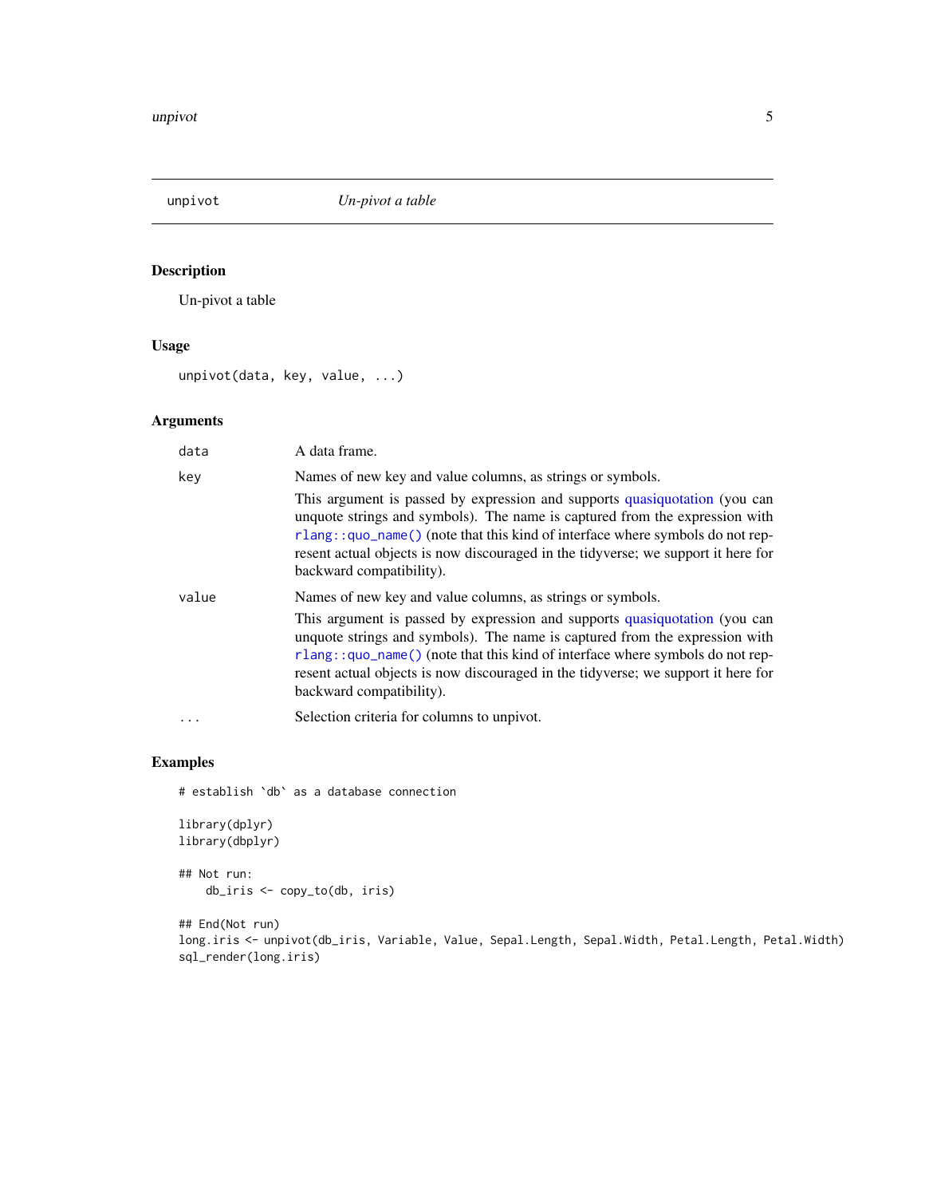# unpivot — *Un-pivot a table*

## Description

Un-pivot a table

## Usage

```
unpivot(data, key, value, ...)
```

## Arguments

| | |
|---|---|
| `data` | A data frame. |
| `key` | Names of new key and value columns, as strings or symbols.<br><br>This argument is passed by expression and supports quasiquotation (you can unquote strings and symbols). The name is captured from the expression with `rlang::quo_name()` (note that this kind of interface where symbols do not represent actual objects is now discouraged in the tidyverse; we support it here for backward compatibility). |
| `value` | Names of new key and value columns, as strings or symbols.<br><br>This argument is passed by expression and supports quasiquotation (you can unquote strings and symbols). The name is captured from the expression with `rlang::quo_name()` (note that this kind of interface where symbols do not represent actual objects is now discouraged in the tidyverse; we support it here for backward compatibility). |
| `...` | Selection criteria for columns to unpivot. |

## Examples

```
# establish `db` as a database connection

library(dplyr)
library(dbplyr)

## Not run:
    db_iris <- copy_to(db, iris)

## End(Not run)
long.iris <- unpivot(db_iris, Variable, Value, Sepal.Length, Sepal.Width, Petal.Length, Petal.Width)
sql_render(long.iris)
```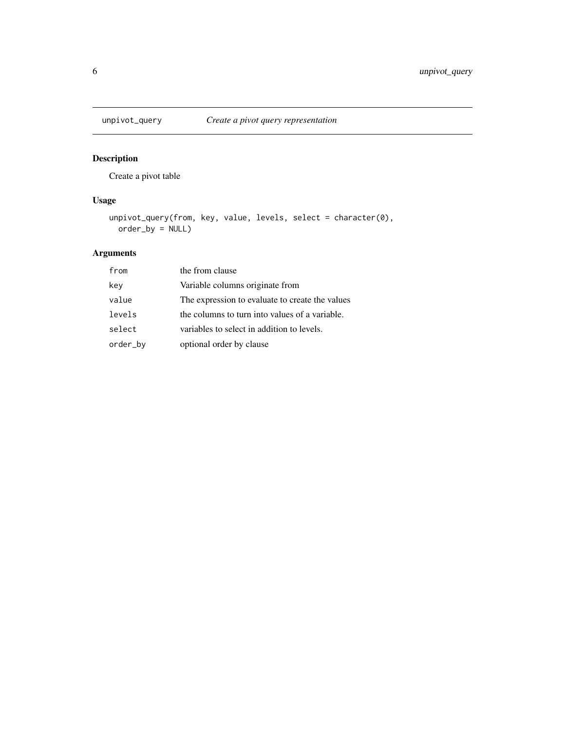## unpivot_query — *Create a pivot query representation*

### Description

Create a pivot table

### Usage

```
unpivot_query(from, key, value, levels, select = character(0),
  order_by = NULL)
```

### Arguments

| | |
|---|---|
| `from` | the from clause |
| `key` | Variable columns originate from |
| `value` | The expression to evaluate to create the values |
| `levels` | the columns to turn into values of a variable. |
| `select` | variables to select in addition to levels. |
| `order_by` | optional order by clause |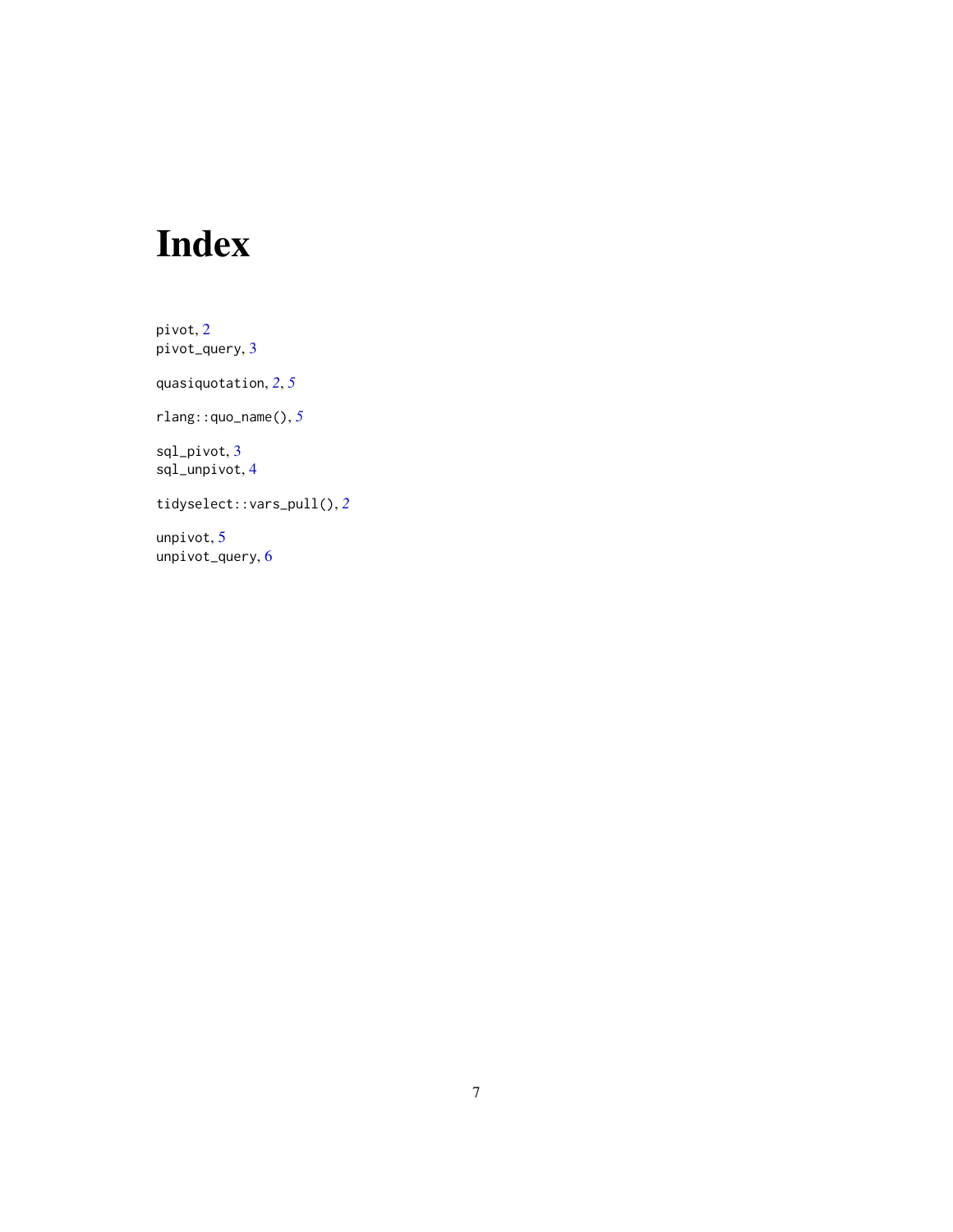# Index

pivot, 2
pivot_query, 3

quasiquotation, *2*, *5*

rlang::quo_name(), *5*

sql_pivot, 3
sql_unpivot, 4

tidyselect::vars_pull(), *2*

unpivot, 5
unpivot_query, 6